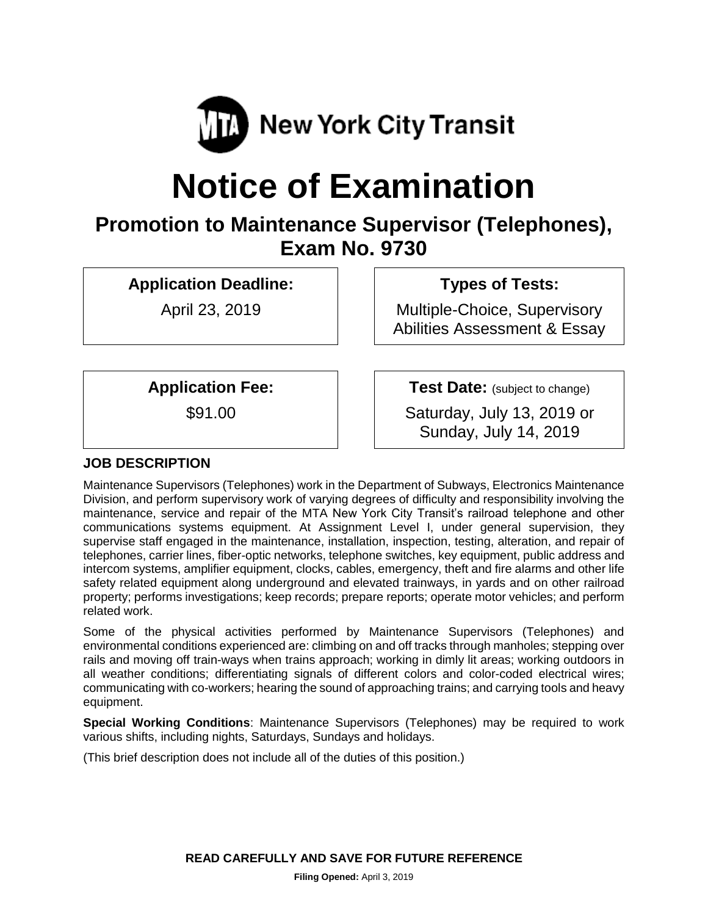MTA New York City Transit

# Notice of Examination

## Promotion to Maintenance Supervisor (Telephones), Exam No. 9730

**Application Deadline:**

April 23, 2019

**Types of Tests:**

Multiple-Choice, Supervisory Abilities Assessment & Essay

**Application Fee:**

$91.00

**Test Date:** (subject to change)

Saturday, July 13, 2019 or Sunday, July 14, 2019

### JOB DESCRIPTION

Maintenance Supervisors (Telephones) work in the Department of Subways, Electronics Maintenance Division, and perform supervisory work of varying degrees of difficulty and responsibility involving the maintenance, service and repair of the MTA New York City Transit's railroad telephone and other communications systems equipment. At Assignment Level I, under general supervision, they supervise staff engaged in the maintenance, installation, inspection, testing, alteration, and repair of telephones, carrier lines, fiber-optic networks, telephone switches, key equipment, public address and intercom systems, amplifier equipment, clocks, cables, emergency, theft and fire alarms and other life safety related equipment along underground and elevated trainways, in yards and on other railroad property; performs investigations; keep records; prepare reports; operate motor vehicles; and perform related work.

Some of the physical activities performed by Maintenance Supervisors (Telephones) and environmental conditions experienced are: climbing on and off tracks through manholes; stepping over rails and moving off train-ways when trains approach; working in dimly lit areas; working outdoors in all weather conditions; differentiating signals of different colors and color-coded electrical wires; communicating with co-workers; hearing the sound of approaching trains; and carrying tools and heavy equipment.

**Special Working Conditions**: Maintenance Supervisors (Telephones) may be required to work various shifts, including nights, Saturdays, Sundays and holidays.

(This brief description does not include all of the duties of this position.)

**READ CAREFULLY AND SAVE FOR FUTURE REFERENCE**

**Filing Opened:** April 3, 2019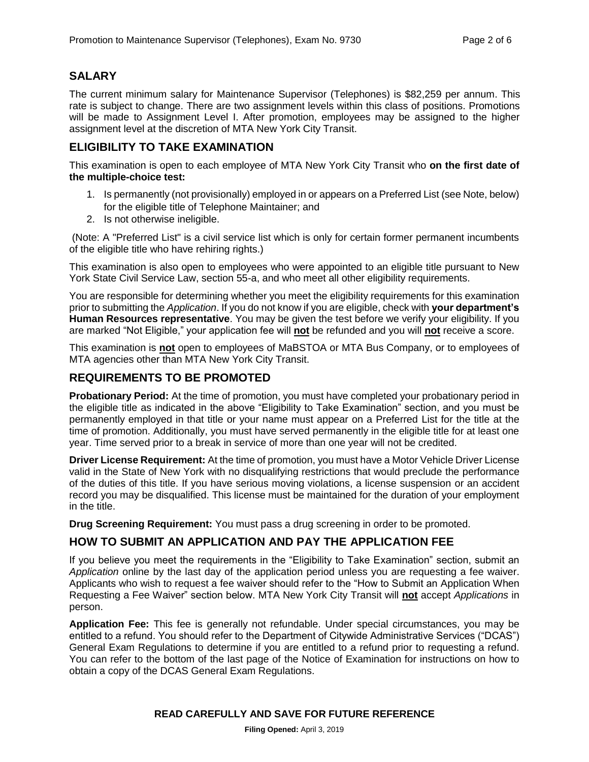## SALARY

The current minimum salary for Maintenance Supervisor (Telephones) is $82,259 per annum. This rate is subject to change. There are two assignment levels within this class of positions. Promotions will be made to Assignment Level I. After promotion, employees may be assigned to the higher assignment level at the discretion of MTA New York City Transit.

## ELIGIBILITY TO TAKE EXAMINATION

This examination is open to each employee of MTA New York City Transit who **on the first date of the multiple-choice test:**

1. Is permanently (not provisionally) employed in or appears on a Preferred List (see Note, below) for the eligible title of Telephone Maintainer; and
2. Is not otherwise ineligible.

(Note: A "Preferred List" is a civil service list which is only for certain former permanent incumbents of the eligible title who have rehiring rights.)

This examination is also open to employees who were appointed to an eligible title pursuant to New York State Civil Service Law, section 55-a, and who meet all other eligibility requirements.

You are responsible for determining whether you meet the eligibility requirements for this examination prior to submitting the *Application*. If you do not know if you are eligible, check with **your department's Human Resources representative**. You may be given the test before we verify your eligibility. If you are marked "Not Eligible," your application fee will **not** be refunded and you will **not** receive a score.

This examination is **not** open to employees of MaBSTOA or MTA Bus Company, or to employees of MTA agencies other than MTA New York City Transit.

## REQUIREMENTS TO BE PROMOTED

**Probationary Period:** At the time of promotion, you must have completed your probationary period in the eligible title as indicated in the above "Eligibility to Take Examination" section, and you must be permanently employed in that title or your name must appear on a Preferred List for the title at the time of promotion. Additionally, you must have served permanently in the eligible title for at least one year. Time served prior to a break in service of more than one year will not be credited.

**Driver License Requirement:** At the time of promotion, you must have a Motor Vehicle Driver License valid in the State of New York with no disqualifying restrictions that would preclude the performance of the duties of this title. If you have serious moving violations, a license suspension or an accident record you may be disqualified. This license must be maintained for the duration of your employment in the title.

**Drug Screening Requirement:** You must pass a drug screening in order to be promoted.

## HOW TO SUBMIT AN APPLICATION AND PAY THE APPLICATION FEE

If you believe you meet the requirements in the "Eligibility to Take Examination" section, submit an *Application* online by the last day of the application period unless you are requesting a fee waiver. Applicants who wish to request a fee waiver should refer to the "How to Submit an Application When Requesting a Fee Waiver" section below. MTA New York City Transit will **not** accept *Applications* in person.

**Application Fee:** This fee is generally not refundable. Under special circumstances, you may be entitled to a refund. You should refer to the Department of Citywide Administrative Services ("DCAS") General Exam Regulations to determine if you are entitled to a refund prior to requesting a refund. You can refer to the bottom of the last page of the Notice of Examination for instructions on how to obtain a copy of the DCAS General Exam Regulations.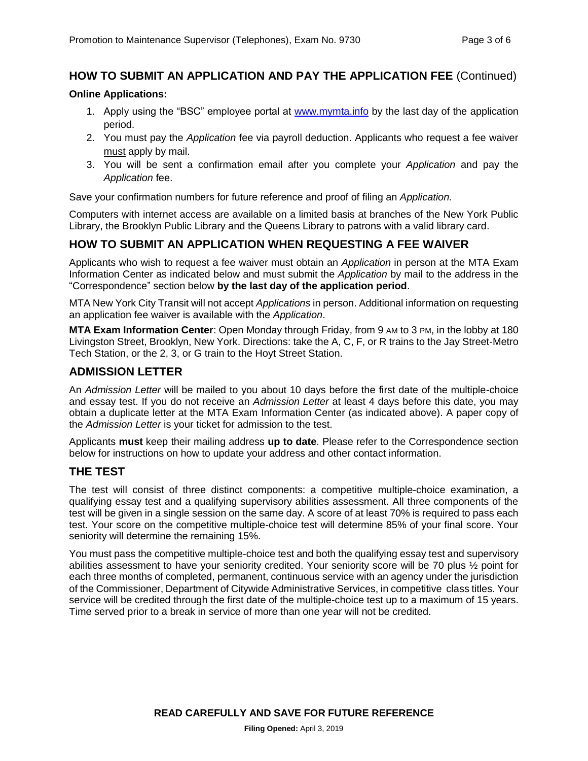## HOW TO SUBMIT AN APPLICATION AND PAY THE APPLICATION FEE (Continued)

**Online Applications:**

1. Apply using the "BSC" employee portal at [www.mymta.info](http://www.mymta.info) by the last day of the application period.
2. You must pay the *Application* fee via payroll deduction. Applicants who request a fee waiver must apply by mail.
3. You will be sent a confirmation email after you complete your *Application* and pay the *Application* fee.

Save your confirmation numbers for future reference and proof of filing an *Application.*

Computers with internet access are available on a limited basis at branches of the New York Public Library, the Brooklyn Public Library and the Queens Library to patrons with a valid library card.

## HOW TO SUBMIT AN APPLICATION WHEN REQUESTING A FEE WAIVER

Applicants who wish to request a fee waiver must obtain an *Application* in person at the MTA Exam Information Center as indicated below and must submit the *Application* by mail to the address in the "Correspondence" section below **by the last day of the application period**.

MTA New York City Transit will not accept *Applications* in person. Additional information on requesting an application fee waiver is available with the *Application*.

**MTA Exam Information Center**: Open Monday through Friday, from 9 AM to 3 PM, in the lobby at 180 Livingston Street, Brooklyn, New York. Directions: take the A, C, F, or R trains to the Jay Street-Metro Tech Station, or the 2, 3, or G train to the Hoyt Street Station.

## ADMISSION LETTER

An *Admission Letter* will be mailed to you about 10 days before the first date of the multiple-choice and essay test. If you do not receive an *Admission Letter* at least 4 days before this date, you may obtain a duplicate letter at the MTA Exam Information Center (as indicated above). A paper copy of the *Admission Letter* is your ticket for admission to the test.

Applicants **must** keep their mailing address **up to date**. Please refer to the Correspondence section below for instructions on how to update your address and other contact information.

## THE TEST

The test will consist of three distinct components: a competitive multiple-choice examination, a qualifying essay test and a qualifying supervisory abilities assessment. All three components of the test will be given in a single session on the same day. A score of at least 70% is required to pass each test. Your score on the competitive multiple-choice test will determine 85% of your final score. Your seniority will determine the remaining 15%.

You must pass the competitive multiple-choice test and both the qualifying essay test and supervisory abilities assessment to have your seniority credited. Your seniority score will be 70 plus ½ point for each three months of completed, permanent, continuous service with an agency under the jurisdiction of the Commissioner, Department of Citywide Administrative Services, in competitive class titles. Your service will be credited through the first date of the multiple-choice test up to a maximum of 15 years. Time served prior to a break in service of more than one year will not be credited.

**READ CAREFULLY AND SAVE FOR FUTURE REFERENCE**

**Filing Opened:** April 3, 2019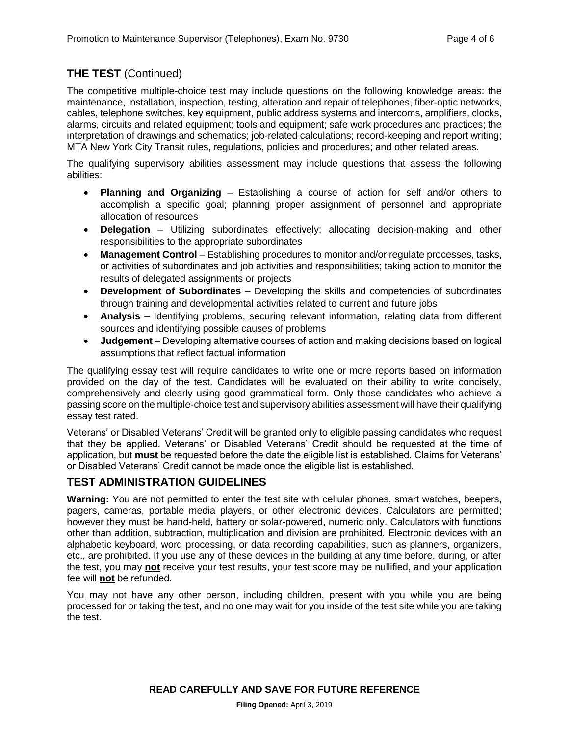## THE TEST (Continued)

The competitive multiple-choice test may include questions on the following knowledge areas: the maintenance, installation, inspection, testing, alteration and repair of telephones, fiber-optic networks, cables, telephone switches, key equipment, public address systems and intercoms, amplifiers, clocks, alarms, circuits and related equipment; tools and equipment; safe work procedures and practices; the interpretation of drawings and schematics; job-related calculations; record-keeping and report writing; MTA New York City Transit rules, regulations, policies and procedures; and other related areas.

The qualifying supervisory abilities assessment may include questions that assess the following abilities:

- **Planning and Organizing** – Establishing a course of action for self and/or others to accomplish a specific goal; planning proper assignment of personnel and appropriate allocation of resources
- **Delegation** – Utilizing subordinates effectively; allocating decision-making and other responsibilities to the appropriate subordinates
- **Management Control** – Establishing procedures to monitor and/or regulate processes, tasks, or activities of subordinates and job activities and responsibilities; taking action to monitor the results of delegated assignments or projects
- **Development of Subordinates** – Developing the skills and competencies of subordinates through training and developmental activities related to current and future jobs
- **Analysis** – Identifying problems, securing relevant information, relating data from different sources and identifying possible causes of problems
- **Judgement** – Developing alternative courses of action and making decisions based on logical assumptions that reflect factual information

The qualifying essay test will require candidates to write one or more reports based on information provided on the day of the test. Candidates will be evaluated on their ability to write concisely, comprehensively and clearly using good grammatical form. Only those candidates who achieve a passing score on the multiple-choice test and supervisory abilities assessment will have their qualifying essay test rated.

Veterans' or Disabled Veterans' Credit will be granted only to eligible passing candidates who request that they be applied. Veterans' or Disabled Veterans' Credit should be requested at the time of application, but **must** be requested before the date the eligible list is established. Claims for Veterans' or Disabled Veterans' Credit cannot be made once the eligible list is established.

## TEST ADMINISTRATION GUIDELINES

**Warning:** You are not permitted to enter the test site with cellular phones, smart watches, beepers, pagers, cameras, portable media players, or other electronic devices. Calculators are permitted; however they must be hand-held, battery or solar-powered, numeric only. Calculators with functions other than addition, subtraction, multiplication and division are prohibited. Electronic devices with an alphabetic keyboard, word processing, or data recording capabilities, such as planners, organizers, etc., are prohibited. If you use any of these devices in the building at any time before, during, or after the test, you may **not** receive your test results, your test score may be nullified, and your application fee will **not** be refunded.

You may not have any other person, including children, present with you while you are being processed for or taking the test, and no one may wait for you inside of the test site while you are taking the test.

**READ CAREFULLY AND SAVE FOR FUTURE REFERENCE**

**Filing Opened:** April 3, 2019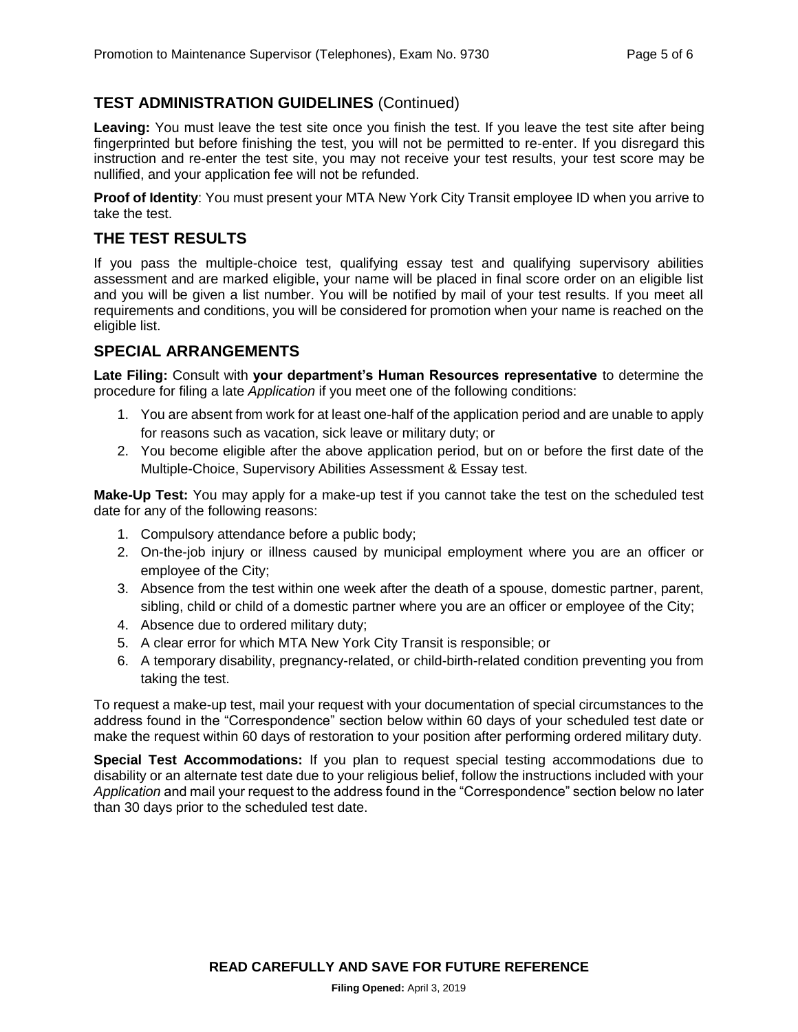## TEST ADMINISTRATION GUIDELINES (Continued)

**Leaving:** You must leave the test site once you finish the test. If you leave the test site after being fingerprinted but before finishing the test, you will not be permitted to re-enter. If you disregard this instruction and re-enter the test site, you may not receive your test results, your test score may be nullified, and your application fee will not be refunded.

**Proof of Identity**: You must present your MTA New York City Transit employee ID when you arrive to take the test.

## THE TEST RESULTS

If you pass the multiple-choice test, qualifying essay test and qualifying supervisory abilities assessment and are marked eligible, your name will be placed in final score order on an eligible list and you will be given a list number. You will be notified by mail of your test results. If you meet all requirements and conditions, you will be considered for promotion when your name is reached on the eligible list.

## SPECIAL ARRANGEMENTS

**Late Filing:** Consult with **your department's Human Resources representative** to determine the procedure for filing a late *Application* if you meet one of the following conditions:

1. You are absent from work for at least one-half of the application period and are unable to apply for reasons such as vacation, sick leave or military duty; or
2. You become eligible after the above application period, but on or before the first date of the Multiple-Choice, Supervisory Abilities Assessment & Essay test.

**Make-Up Test:** You may apply for a make-up test if you cannot take the test on the scheduled test date for any of the following reasons:

1. Compulsory attendance before a public body;
2. On-the-job injury or illness caused by municipal employment where you are an officer or employee of the City;
3. Absence from the test within one week after the death of a spouse, domestic partner, parent, sibling, child or child of a domestic partner where you are an officer or employee of the City;
4. Absence due to ordered military duty;
5. A clear error for which MTA New York City Transit is responsible; or
6. A temporary disability, pregnancy-related, or child-birth-related condition preventing you from taking the test.

To request a make-up test, mail your request with your documentation of special circumstances to the address found in the "Correspondence" section below within 60 days of your scheduled test date or make the request within 60 days of restoration to your position after performing ordered military duty.

**Special Test Accommodations:** If you plan to request special testing accommodations due to disability or an alternate test date due to your religious belief, follow the instructions included with your *Application* and mail your request to the address found in the "Correspondence" section below no later than 30 days prior to the scheduled test date.

**READ CAREFULLY AND SAVE FOR FUTURE REFERENCE**

**Filing Opened:** April 3, 2019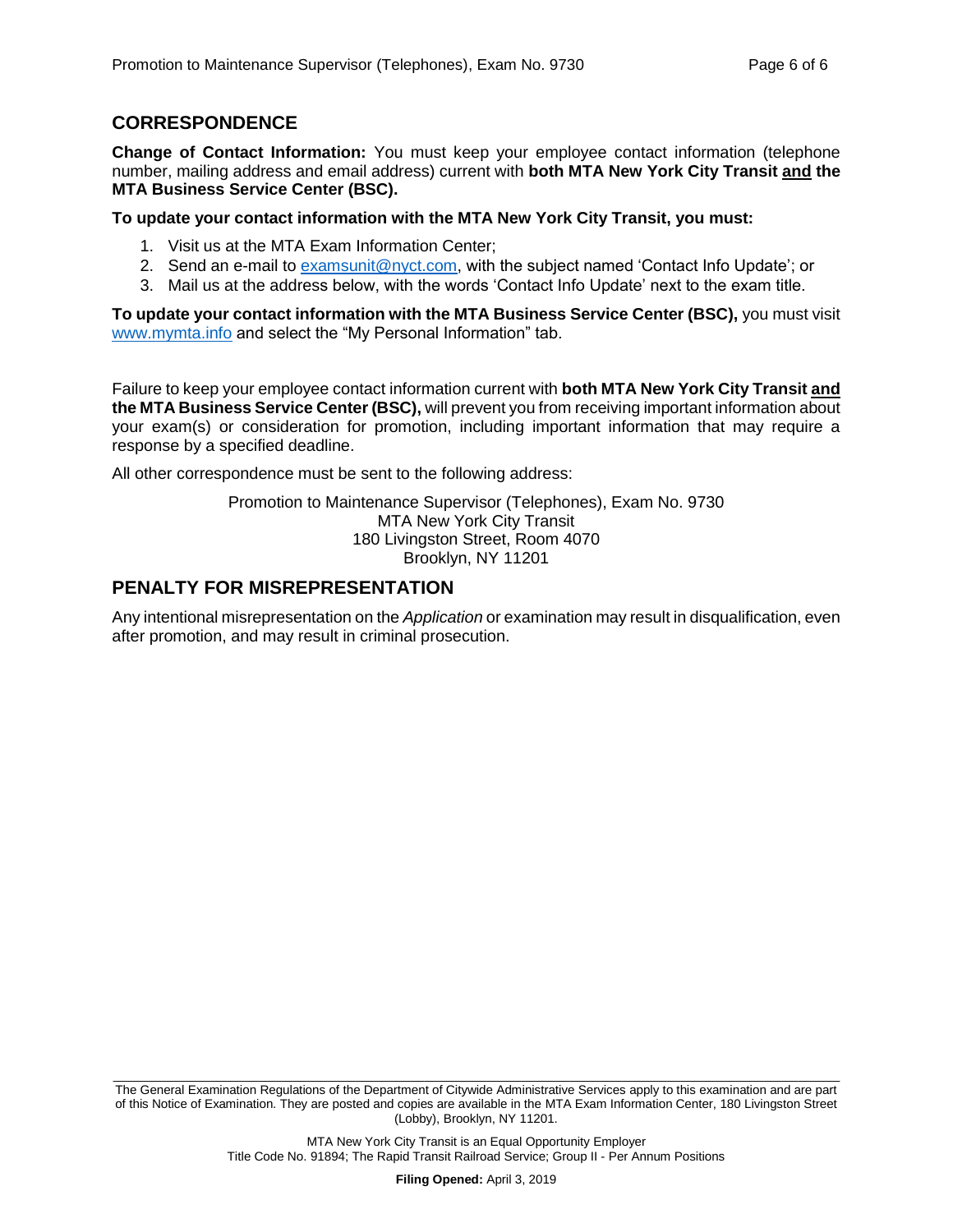## CORRESPONDENCE

**Change of Contact Information:** You must keep your employee contact information (telephone number, mailing address and email address) current with **both MTA New York City Transit and the MTA Business Service Center (BSC).**

**To update your contact information with the MTA New York City Transit, you must:**

1. Visit us at the MTA Exam Information Center;
2. Send an e-mail to examsunit@nyct.com, with the subject named 'Contact Info Update'; or
3. Mail us at the address below, with the words 'Contact Info Update' next to the exam title.

**To update your contact information with the MTA Business Service Center (BSC),** you must visit www.mymta.info and select the "My Personal Information" tab.

Failure to keep your employee contact information current with **both MTA New York City Transit and the MTA Business Service Center (BSC),** will prevent you from receiving important information about your exam(s) or consideration for promotion, including important information that may require a response by a specified deadline.

All other correspondence must be sent to the following address:

Promotion to Maintenance Supervisor (Telephones), Exam No. 9730
MTA New York City Transit
180 Livingston Street, Room 4070
Brooklyn, NY 11201

## PENALTY FOR MISREPRESENTATION

Any intentional misrepresentation on the *Application* or examination may result in disqualification, even after promotion, and may result in criminal prosecution.

The General Examination Regulations of the Department of Citywide Administrative Services apply to this examination and are part of this Notice of Examination. They are posted and copies are available in the MTA Exam Information Center, 180 Livingston Street (Lobby), Brooklyn, NY 11201.

MTA New York City Transit is an Equal Opportunity Employer
Title Code No. 91894; The Rapid Transit Railroad Service; Group II - Per Annum Positions

**Filing Opened:** April 3, 2019